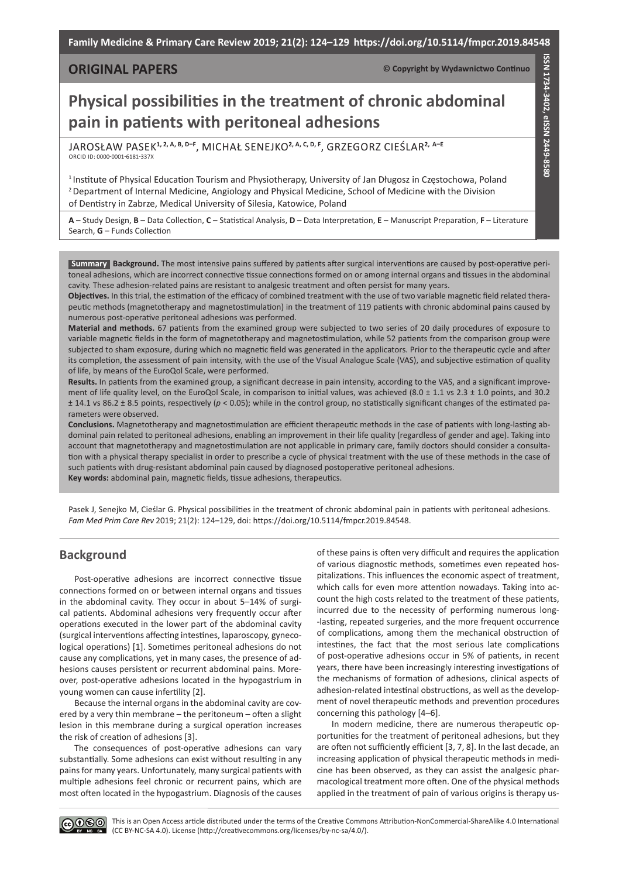**ORIGINAL PAPERS**

© Copyright by Wydawnictwo Continuo

ISSN 1734-3402, eISSN 2449-8580

# Physical possibilities in the treatment of chronic abdominal pain in patients with peritoneal adhesions

JAROSŁAW PASEK[1, 2, A, B, D–F], MICHAŁ SENEJKO[2, A, C, D, F], GRZEGORZ CIEŚLAR[2, A–E]

ORCID ID: 0000-0001-6181-337X

[1] Institute of Physical Education Tourism and Physiotherapy, University of Jan Długosz in Częstochowa, Poland

[2] Department of Internal Medicine, Angiology and Physical Medicine, School of Medicine with the Division of Dentistry in Zabrze, Medical University of Silesia, Katowice, Poland

**A** – Study Design, **B** – Data Collection, **C** – Statistical Analysis, **D** – Data Interpretation, **E** – Manuscript Preparation, **F** – Literature Search, **G** – Funds Collection

**Summary** **Background.** The most intensive pains suffered by patients after surgical interventions are caused by post-operative peritoneal adhesions, which are incorrect connective tissue connections formed on or among internal organs and tissues in the abdominal cavity. These adhesion-related pains are resistant to analgesic treatment and often persist for many years.

**Objectives.** In this trial, the estimation of the efficacy of combined treatment with the use of two variable magnetic field related therapeutic methods (magnetotherapy and magnetostimulation) in the treatment of 119 patients with chronic abdominal pains caused by numerous post-operative peritoneal adhesions was performed.

**Material and methods.** 67 patients from the examined group were subjected to two series of 20 daily procedures of exposure to variable magnetic fields in the form of magnetotherapy and magnetostimulation, while 52 patients from the comparison group were subjected to sham exposure, during which no magnetic field was generated in the applicators. Prior to the therapeutic cycle and after its completion, the assessment of pain intensity, with the use of the Visual Analogue Scale (VAS), and subjective estimation of quality of life, by means of the EuroQol Scale, were performed.

**Results.** In patients from the examined group, a significant decrease in pain intensity, according to the VAS, and a significant improvement of life quality level, on the EuroQol Scale, in comparison to initial values, was achieved (8.0 ± 1.1 vs 2.3 ± 1.0 points, and 30.2 ± 14.1 vs 86.2 ± 8.5 points, respectively ($p < 0.05$); while in the control group, no statistically significant changes of the estimated parameters were observed.

**Conclusions.** Magnetotherapy and magnetostimulation are efficient therapeutic methods in the case of patients with long-lasting abdominal pain related to peritoneal adhesions, enabling an improvement in their life quality (regardless of gender and age). Taking into account that magnetotherapy and magnetostimulation are not applicable in primary care, family doctors should consider a consultation with a physical therapy specialist in order to prescribe a cycle of physical treatment with the use of these methods in the case of such patients with drug-resistant abdominal pain caused by diagnosed postoperative peritoneal adhesions.

**Key words:** abdominal pain, magnetic fields, tissue adhesions, therapeutics.

Pasek J, Senejko M, Cieślar G. Physical possibilities in the treatment of chronic abdominal pain in patients with peritoneal adhesions. *Fam Med Prim Care Rev* 2019; 21(2): 124–129, doi: https://doi.org/10.5114/fmpcr.2019.84548.

## Background

Post-operative adhesions are incorrect connective tissue connections formed on or between internal organs and tissues in the abdominal cavity. They occur in about 5–14% of surgical patients. Abdominal adhesions very frequently occur after operations executed in the lower part of the abdominal cavity (surgical interventions affecting intestines, laparoscopy, gynecological operations) [1]. Sometimes peritoneal adhesions do not cause any complications, yet in many cases, the presence of adhesions causes persistent or recurrent abdominal pains. Moreover, post-operative adhesions located in the hypogastrium in young women can cause infertility [2].

Because the internal organs in the abdominal cavity are covered by a very thin membrane – the peritoneum – often a slight lesion in this membrane during a surgical operation increases the risk of creation of adhesions [3].

The consequences of post-operative adhesions can vary substantially. Some adhesions can exist without resulting in any pains for many years. Unfortunately, many surgical patients with multiple adhesions feel chronic or recurrent pains, which are most often located in the hypogastrium. Diagnosis of the causes of these pains is often very difficult and requires the application of various diagnostic methods, sometimes even repeated hospitalizations. This influences the economic aspect of treatment, which calls for even more attention nowadays. Taking into account the high costs related to the treatment of these patients, incurred due to the necessity of performing numerous long-lasting, repeated surgeries, and the more frequent occurrence of complications, among them the mechanical obstruction of intestines, the fact that the most serious late complications of post-operative adhesions occur in 5% of patients, in recent years, there have been increasingly interesting investigations of the mechanisms of formation of adhesions, clinical aspects of adhesion-related intestinal obstructions, as well as the development of novel therapeutic methods and prevention procedures concerning this pathology [4–6].

In modern medicine, there are numerous therapeutic opportunities for the treatment of peritoneal adhesions, but they are often not sufficiently efficient [3, 7, 8]. In the last decade, an increasing application of physical therapeutic methods in medicine has been observed, as they can assist the analgesic pharmacological treatment more often. One of the physical methods applied in the treatment of pain of various origins is therapy us-

This is an Open Access article distributed under the terms of the Creative Commons Attribution-NonCommercial-ShareAlike 4.0 International (CC BY-NC-SA 4.0). License (http://creativecommons.org/licenses/by-nc-sa/4.0/).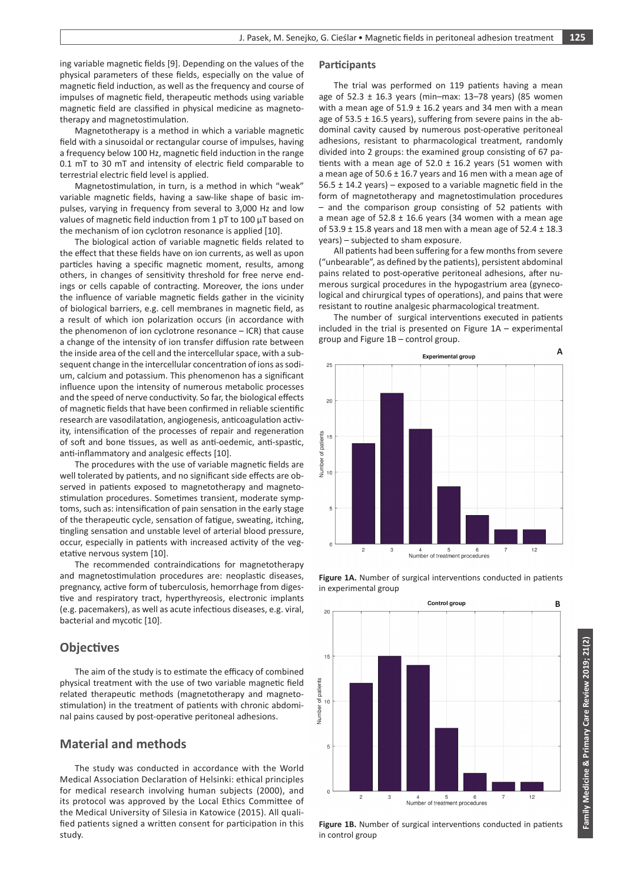ing variable magnetic fields [9]. Depending on the values of the physical parameters of these fields, especially on the value of magnetic field induction, as well as the frequency and course of impulses of magnetic field, therapeutic methods using variable magnetic field are classified in physical medicine as magnetotherapy and magnetostimulation.

Magnetotherapy is a method in which a variable magnetic field with a sinusoidal or rectangular course of impulses, having a frequency below 100 Hz, magnetic field induction in the range 0.1 mT to 30 mT and intensity of electric field comparable to terrestrial electric field level is applied.

Magnetostimulation, in turn, is a method in which "weak" variable magnetic fields, having a saw-like shape of basic impulses, varying in frequency from several to 3,000 Hz and low values of magnetic field induction from 1 pT to 100 μT based on the mechanism of ion cyclotron resonance is applied [10].

The biological action of variable magnetic fields related to the effect that these fields have on ion currents, as well as upon particles having a specific magnetic moment, results, among others, in changes of sensitivity threshold for free nerve endings or cells capable of contracting. Moreover, the ions under the influence of variable magnetic fields gather in the vicinity of biological barriers, e.g. cell membranes in magnetic field, as a result of which ion polarization occurs (in accordance with the phenomenon of ion cyclotrone resonance – ICR) that cause a change of the intensity of ion transfer diffusion rate between the inside area of the cell and the intercellular space, with a subsequent change in the intercellular concentration of ions as sodium, calcium and potassium. This phenomenon has a significant influence upon the intensity of numerous metabolic processes and the speed of nerve conductivity. So far, the biological effects of magnetic fields that have been confirmed in reliable scientific research are vasodilatation, angiogenesis, anticoagulation activity, intensification of the processes of repair and regeneration of soft and bone tissues, as well as anti-oedemic, anti-spastic, anti-inflammatory and analgesic effects [10].

The procedures with the use of variable magnetic fields are well tolerated by patients, and no significant side effects are observed in patients exposed to magnetotherapy and magnetostimulation procedures. Sometimes transient, moderate symptoms, such as: intensification of pain sensation in the early stage of the therapeutic cycle, sensation of fatigue, sweating, itching, tingling sensation and unstable level of arterial blood pressure, occur, especially in patients with increased activity of the vegetative nervous system [10].

The recommended contraindications for magnetotherapy and magnetostimulation procedures are: neoplastic diseases, pregnancy, active form of tuberculosis, hemorrhage from digestive and respiratory tract, hyperthyreosis, electronic implants (e.g. pacemakers), as well as acute infectious diseases, e.g. viral, bacterial and mycotic [10].

## Objectives

The aim of the study is to estimate the efficacy of combined physical treatment with the use of two variable magnetic field related therapeutic methods (magnetotherapy and magnetostimulation) in the treatment of patients with chronic abdominal pains caused by post-operative peritoneal adhesions.

## Material and methods

The study was conducted in accordance with the World Medical Association Declaration of Helsinki: ethical principles for medical research involving human subjects (2000), and its protocol was approved by the Local Ethics Committee of the Medical University of Silesia in Katowice (2015). All qualified patients signed a written consent for participation in this study.

### Participants

The trial was performed on 119 patients having a mean age of 52.3 ± 16.3 years (min–max: 13–78 years) (85 women with a mean age of 51.9 ± 16.2 years and 34 men with a mean age of 53.5 ± 16.5 years), suffering from severe pains in the abdominal cavity caused by numerous post-operative peritoneal adhesions, resistant to pharmacological treatment, randomly divided into 2 groups: the examined group consisting of 67 patients with a mean age of 52.0 ± 16.2 years (51 women with a mean age of 50.6 ± 16.7 years and 16 men with a mean age of 56.5 ± 14.2 years) – exposed to a variable magnetic field in the form of magnetotherapy and magnetostimulation procedures – and the comparison group consisting of 52 patients with a mean age of 52.8 ± 16.6 years (34 women with a mean age of 53.9 ± 15.8 years and 18 men with a mean age of 52.4 ± 18.3 years) – subjected to sham exposure.

All patients had been suffering for a few months from severe ("unbearable", as defined by the patients), persistent abdominal pains related to post-operative peritoneal adhesions, after numerous surgical procedures in the hypogastrium area (gynecological and chirurgical types of operations), and pains that were resistant to routine analgesic pharmacological treatment.

The number of surgical interventions executed in patients included in the trial is presented on Figure 1A – experimental group and Figure 1B – control group.

**Figure 1A.** Number of surgical interventions conducted in patients in experimental group

**Figure 1B.** Number of surgical interventions conducted in patients in control group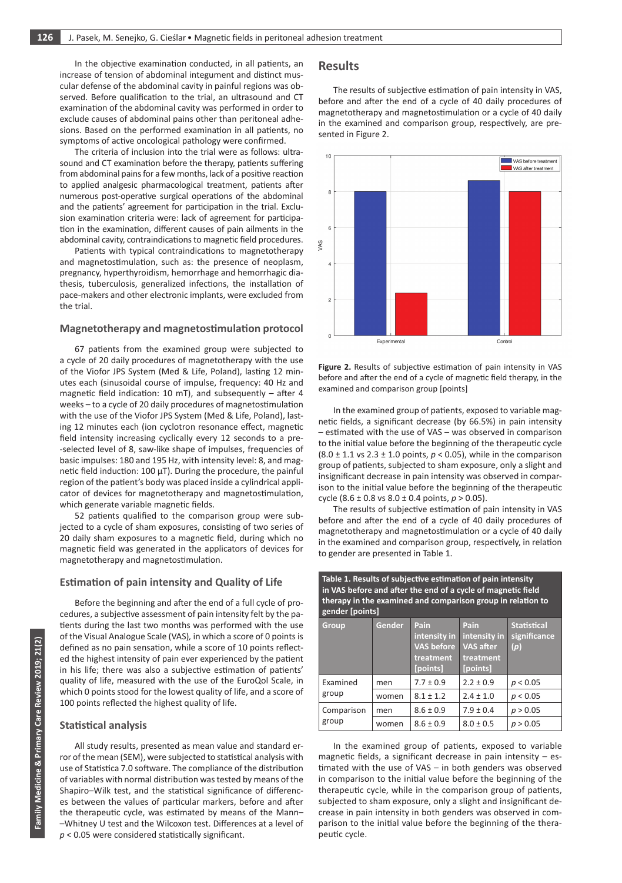In the objective examination conducted, in all patients, an increase of tension of abdominal integument and distinct muscular defense of the abdominal cavity in painful regions was observed. Before qualification to the trial, an ultrasound and CT examination of the abdominal cavity was performed in order to exclude causes of abdominal pains other than peritoneal adhesions. Based on the performed examination in all patients, no symptoms of active oncological pathology were confirmed.

The criteria of inclusion into the trial were as follows: ultrasound and CT examination before the therapy, patients suffering from abdominal pains for a few months, lack of a positive reaction to applied analgesic pharmacological treatment, patients after numerous post-operative surgical operations of the abdominal and the patients' agreement for participation in the trial. Exclusion examination criteria were: lack of agreement for participation in the examination, different causes of pain ailments in the abdominal cavity, contraindications to magnetic field procedures.

Patients with typical contraindications to magnetotherapy and magnetostimulation, such as: the presence of neoplasm, pregnancy, hyperthyroidism, hemorrhage and hemorrhagic diathesis, tuberculosis, generalized infections, the installation of pace-makers and other electronic implants, were excluded from the trial.

### Magnetotherapy and magnetostimulation protocol

67 patients from the examined group were subjected to a cycle of 20 daily procedures of magnetotherapy with the use of the Viofor JPS System (Med & Life, Poland), lasting 12 minutes each (sinusoidal course of impulse, frequency: 40 Hz and magnetic field indication: 10 mT), and subsequently – after 4 weeks – to a cycle of 20 daily procedures of magnetostimulation with the use of the Viofor JPS System (Med & Life, Poland), lasting 12 minutes each (ion cyclotron resonance effect, magnetic field intensity increasing cyclically every 12 seconds to a pre-selected level of 8, saw-like shape of impulses, frequencies of basic impulses: 180 and 195 Hz, with intensity level: 8, and magnetic field induction: 100 µT). During the procedure, the painful region of the patient's body was placed inside a cylindrical applicator of devices for magnetotherapy and magnetostimulation, which generate variable magnetic fields.

52 patients qualified to the comparison group were subjected to a cycle of sham exposures, consisting of two series of 20 daily sham exposures to a magnetic field, during which no magnetic field was generated in the applicators of devices for magnetotherapy and magnetostimulation.

### Estimation of pain intensity and Quality of Life

Before the beginning and after the end of a full cycle of procedures, a subjective assessment of pain intensity felt by the patients during the last two months was performed with the use of the Visual Analogue Scale (VAS), in which a score of 0 points is defined as no pain sensation, while a score of 10 points reflected the highest intensity of pain ever experienced by the patient in his life; there was also a subjective estimation of patients' quality of life, measured with the use of the EuroQol Scale, in which 0 points stood for the lowest quality of life, and a score of 100 points reflected the highest quality of life.

### Statistical analysis

All study results, presented as mean value and standard error of the mean (SEM), were subjected to statistical analysis with use of Statistica 7.0 software. The compliance of the distribution of variables with normal distribution was tested by means of the Shapiro–Wilk test, and the statistical significance of differences between the values of particular markers, before and after the therapeutic cycle, was estimated by means of the Mann–Whitney U test and the Wilcoxon test. Differences at a level of $p < 0.05$ were considered statistically significant.

## Results

The results of subjective estimation of pain intensity in VAS, before and after the end of a cycle of 40 daily procedures of magnetotherapy and magnetostimulation or a cycle of 40 daily in the examined and comparison group, respectively, are presented in Figure 2.

**Figure 2.** Results of subjective estimation of pain intensity in VAS before and after the end of a cycle of magnetic field therapy, in the examined and comparison group [points]

In the examined group of patients, exposed to variable magnetic fields, a significant decrease (by 66.5%) in pain intensity – estimated with the use of VAS – was observed in comparison to the initial value before the beginning of the therapeutic cycle (8.0 ± 1.1 vs 2.3 ± 1.0 points, $p < 0.05$), while in the comparison group of patients, subjected to sham exposure, only a slight and insignificant decrease in pain intensity was observed in comparison to the initial value before the beginning of the therapeutic cycle (8.6 ± 0.8 vs 8.0 ± 0.4 points, $p > 0.05$).

The results of subjective estimation of pain intensity in VAS before and after the end of a cycle of 40 daily procedures of magnetotherapy and magnetostimulation or a cycle of 40 daily in the examined and comparison group, respectively, in relation to gender are presented in Table 1.

**Table 1. Results of subjective estimation of pain intensity in VAS before and after the end of a cycle of magnetic field therapy in the examined and comparison group in relation to gender [points]**

| Group | Gender | Pain intensity in VAS before treatment [points] | Pain intensity in VAS after treatment [points] | Statistical significance ($p$) |
|---|---|---|---|---|
| Examined group | men | 7.7 ± 0.9 | 2.2 ± 0.9 | $p < 0.05$ |
| | women | 8.1 ± 1.2 | 2.4 ± 1.0 | $p < 0.05$ |
| Comparison group | men | 8.6 ± 0.9 | 7.9 ± 0.4 | $p > 0.05$ |
| | women | 8.6 ± 0.9 | 8.0 ± 0.5 | $p > 0.05$ |

In the examined group of patients, exposed to variable magnetic fields, a significant decrease in pain intensity – estimated with the use of VAS – in both genders was observed in comparison to the initial value before the beginning of the therapeutic cycle, while in the comparison group of patients, subjected to sham exposure, only a slight and insignificant decrease in pain intensity in both genders was observed in comparison to the initial value before the beginning of the therapeutic cycle.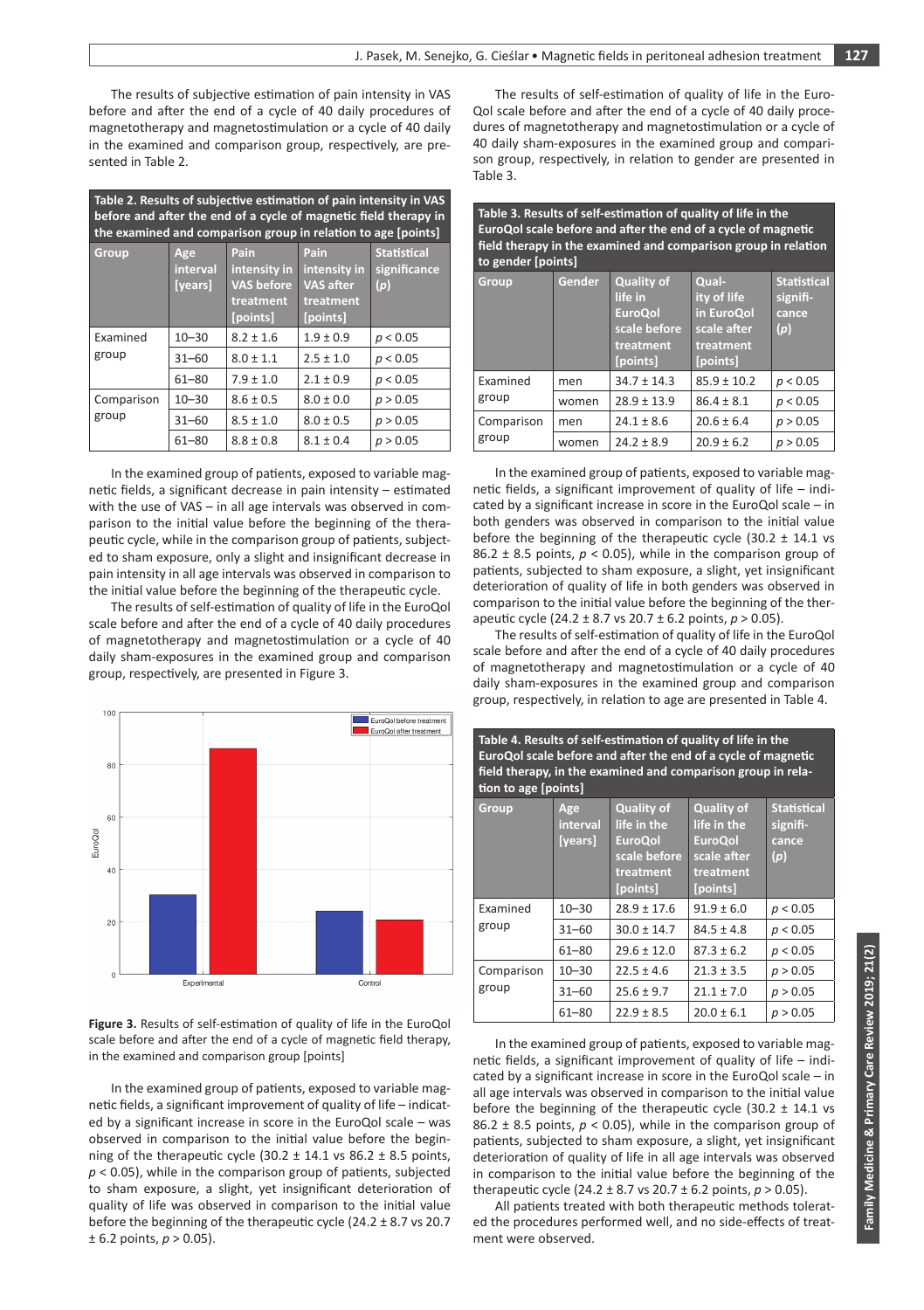The results of subjective estimation of pain intensity in VAS before and after the end of a cycle of 40 daily procedures of magnetotherapy and magnetostimulation or a cycle of 40 daily in the examined and comparison group, respectively, are presented in Table 2.

**Table 2. Results of subjective estimation of pain intensity in VAS before and after the end of a cycle of magnetic field therapy in the examined and comparison group in relation to age [points]**

| Group | Age interval [years] | Pain intensity in VAS before treatment [points] | Pain intensity in VAS after treatment [points] | Statistical significance ($p$) |
|---|---|---|---|---|
| Examined group | 10–30 | 8.2 ± 1.6 | 1.9 ± 0.9 | $p < 0.05$ |
| | 31–60 | 8.0 ± 1.1 | 2.5 ± 1.0 | $p < 0.05$ |
| | 61–80 | 7.9 ± 1.0 | 2.1 ± 0.9 | $p < 0.05$ |
| Comparison group | 10–30 | 8.6 ± 0.5 | 8.0 ± 0.0 | $p > 0.05$ |
| | 31–60 | 8.5 ± 1.0 | 8.0 ± 0.5 | $p > 0.05$ |
| | 61–80 | 8.8 ± 0.8 | 8.1 ± 0.4 | $p > 0.05$ |

In the examined group of patients, exposed to variable magnetic fields, a significant decrease in pain intensity – estimated with the use of VAS – in all age intervals was observed in comparison to the initial value before the beginning of the therapeutic cycle, while in the comparison group of patients, subjected to sham exposure, only a slight and insignificant decrease in pain intensity in all age intervals was observed in comparison to the initial value before the beginning of the therapeutic cycle.

The results of self-estimation of quality of life in the EuroQol scale before and after the end of a cycle of 40 daily procedures of magnetotherapy and magnetostimulation or a cycle of 40 daily sham-exposures in the examined group and comparison group, respectively, are presented in Figure 3.

**Figure 3.** Results of self-estimation of quality of life in the EuroQol scale before and after the end of a cycle of magnetic field therapy, in the examined and comparison group [points]

In the examined group of patients, exposed to variable magnetic fields, a significant improvement of quality of life – indicated by a significant increase in score in the EuroQol scale – was observed in comparison to the initial value before the beginning of the therapeutic cycle (30.2 ± 14.1 vs 86.2 ± 8.5 points, $p < 0.05$), while in the comparison group of patients, subjected to sham exposure, a slight, yet insignificant deterioration of quality of life was observed in comparison to the initial value before the beginning of the therapeutic cycle (24.2 ± 8.7 vs 20.7 ± 6.2 points, $p > 0.05$).

The results of self-estimation of quality of life in the EuroQol scale before and after the end of a cycle of 40 daily procedures of magnetotherapy and magnetostimulation or a cycle of 40 daily sham-exposures in the examined group and comparison group, respectively, in relation to gender are presented in Table 3.

**Table 3. Results of self-estimation of quality of life in the EuroQol scale before and after the end of a cycle of magnetic field therapy in the examined and comparison group in relation to gender [points]**

| Group | Gender | Quality of life in EuroQol scale before treatment [points] | Quality of life in EuroQol scale after treatment [points] | Statistical significance ($p$) |
|---|---|---|---|---|
| Examined group | men | 34.7 ± 14.3 | 85.9 ± 10.2 | $p < 0.05$ |
| | women | 28.9 ± 13.9 | 86.4 ± 8.1 | $p < 0.05$ |
| Comparison group | men | 24.1 ± 8.6 | 20.6 ± 6.4 | $p > 0.05$ |
| | women | 24.2 ± 8.9 | 20.9 ± 6.2 | $p > 0.05$ |

In the examined group of patients, exposed to variable magnetic fields, a significant improvement of quality of life – indicated by a significant increase in score in the EuroQol scale – in both genders was observed in comparison to the initial value before the beginning of the therapeutic cycle (30.2 ± 14.1 vs 86.2 ± 8.5 points, $p < 0.05$), while in the comparison group of patients, subjected to sham exposure, a slight, yet insignificant deterioration of quality of life in both genders was observed in comparison to the initial value before the beginning of the therapeutic cycle (24.2 ± 8.7 vs 20.7 ± 6.2 points, $p > 0.05$).

The results of self-estimation of quality of life in the EuroQol scale before and after the end of a cycle of 40 daily procedures of magnetotherapy and magnetostimulation or a cycle of 40 daily sham-exposures in the examined group and comparison group, respectively, in relation to age are presented in Table 4.

**Table 4. Results of self-estimation of quality of life in the EuroQol scale before and after the end of a cycle of magnetic field therapy, in the examined and comparison group in relation to age [points]**

| Group | Age interval [years] | Quality of life in the EuroQol scale before treatment [points] | Quality of life in the EuroQol scale after treatment [points] | Statistical significance ($p$) |
|---|---|---|---|---|
| Examined group | 10–30 | 28.9 ± 17.6 | 91.9 ± 6.0 | $p < 0.05$ |
| | 31–60 | 30.0 ± 14.7 | 84.5 ± 4.8 | $p < 0.05$ |
| | 61–80 | 29.6 ± 12.0 | 87.3 ± 6.2 | $p < 0.05$ |
| Comparison group | 10–30 | 22.5 ± 4.6 | 21.3 ± 3.5 | $p > 0.05$ |
| | 31–60 | 25.6 ± 9.7 | 21.1 ± 7.0 | $p > 0.05$ |
| | 61–80 | 22.9 ± 8.5 | 20.0 ± 6.1 | $p > 0.05$ |

In the examined group of patients, exposed to variable magnetic fields, a significant improvement of quality of life – indicated by a significant increase in score in the EuroQol scale – in all age intervals was observed in comparison to the initial value before the beginning of the therapeutic cycle (30.2 ± 14.1 vs 86.2 ± 8.5 points, $p < 0.05$), while in the comparison group of patients, subjected to sham exposure, a slight, yet insignificant deterioration of quality of life in all age intervals was observed in comparison to the initial value before the beginning of the therapeutic cycle (24.2 ± 8.7 vs 20.7 ± 6.2 points, $p > 0.05$).

All patients treated with both therapeutic methods tolerated the procedures performed well, and no side-effects of treatment were observed.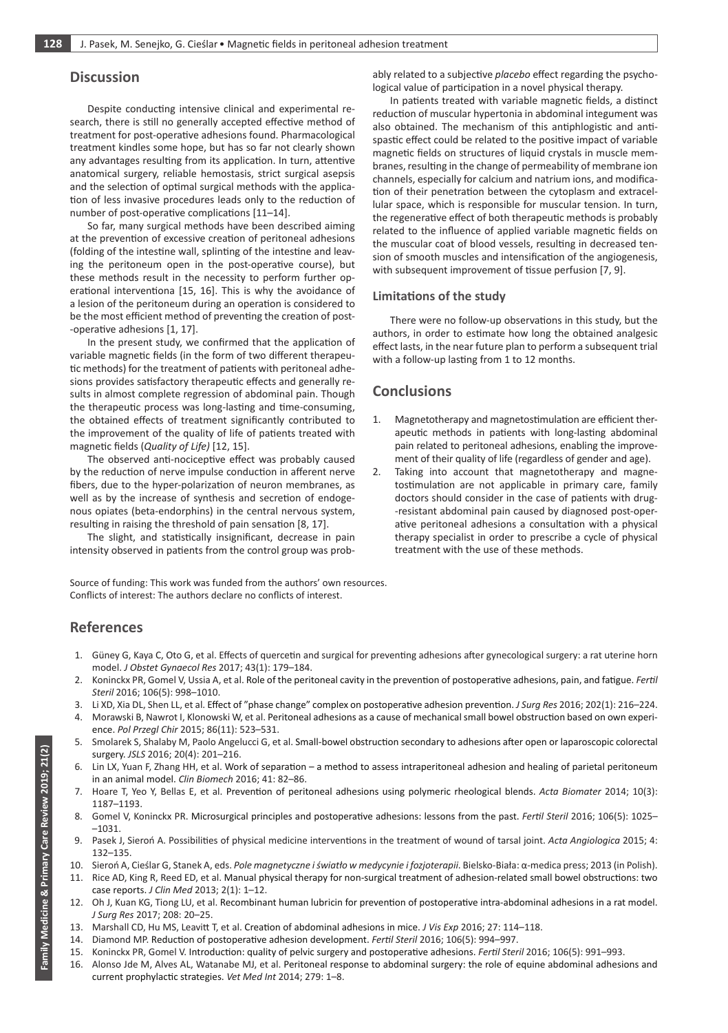## Discussion

Despite conducting intensive clinical and experimental research, there is still no generally accepted effective method of treatment for post-operative adhesions found. Pharmacological treatment kindles some hope, but has so far not clearly shown any advantages resulting from its application. In turn, attentive anatomical surgery, reliable hemostasis, strict surgical asepsis and the selection of optimal surgical methods with the application of less invasive procedures leads only to the reduction of number of post-operative complications [11–14].

So far, many surgical methods have been described aiming at the prevention of excessive creation of peritoneal adhesions (folding of the intestine wall, splinting of the intestine and leaving the peritoneum open in the post-operative course), but these methods result in the necessity to perform further operational interventiona [15, 16]. This is why the avoidance of a lesion of the peritoneum during an operation is considered to be the most efficient method of preventing the creation of post-operative adhesions [1, 17].

In the present study, we confirmed that the application of variable magnetic fields (in the form of two different therapeutic methods) for the treatment of patients with peritoneal adhesions provides satisfactory therapeutic effects and generally results in almost complete regression of abdominal pain. Though the therapeutic process was long-lasting and time-consuming, the obtained effects of treatment significantly contributed to the improvement of the quality of life of patients treated with magnetic fields (*Quality of Life)* [12, 15].

The observed anti-nociceptive effect was probably caused by the reduction of nerve impulse conduction in afferent nerve fibers, due to the hyper-polarization of neuron membranes, as well as by the increase of synthesis and secretion of endogenous opiates (beta-endorphins) in the central nervous system, resulting in raising the threshold of pain sensation [8, 17].

The slight, and statistically insignificant, decrease in pain intensity observed in patients from the control group was probably related to a subjective *placebo* effect regarding the psychological value of participation in a novel physical therapy.

In patients treated with variable magnetic fields, a distinct reduction of muscular hypertonia in abdominal integument was also obtained. The mechanism of this antiphlogistic and antispastic effect could be related to the positive impact of variable magnetic fields on structures of liquid crystals in muscle membranes, resulting in the change of permeability of membrane ion channels, especially for calcium and natrium ions, and modification of their penetration between the cytoplasm and extracellular space, which is responsible for muscular tension. In turn, the regenerative effect of both therapeutic methods is probably related to the influence of applied variable magnetic fields on the muscular coat of blood vessels, resulting in decreased tension of smooth muscles and intensification of the angiogenesis, with subsequent improvement of tissue perfusion [7, 9].

### Limitations of the study

There were no follow-up observations in this study, but the authors, in order to estimate how long the obtained analgesic effect lasts, in the near future plan to perform a subsequent trial with a follow-up lasting from 1 to 12 months.

## Conclusions

1. Magnetotherapy and magnetostimulation are efficient therapeutic methods in patients with long-lasting abdominal pain related to peritoneal adhesions, enabling the improvement of their quality of life (regardless of gender and age).
2. Taking into account that magnetotherapy and magnetostimulation are not applicable in primary care, family doctors should consider in the case of patients with drug-resistant abdominal pain caused by diagnosed post-operative peritoneal adhesions a consultation with a physical therapy specialist in order to prescribe a cycle of physical treatment with the use of these methods.

Source of funding: This work was funded from the authors' own resources.
Conflicts of interest: The authors declare no conflicts of interest.

## References

1. Güney G, Kaya C, Oto G, et al. Effects of quercetin and surgical for preventing adhesions after gynecological surgery: a rat uterine horn model. *J Obstet Gynaecol Res* 2017; 43(1): 179–184.
2. Koninckx PR, Gomel V, Ussia A, et al. Role of the peritoneal cavity in the prevention of postoperative adhesions, pain, and fatigue. *Fertil Steril* 2016; 106(5): 998–1010.
3. Li XD, Xia DL, Shen LL, et al. Effect of "phase change" complex on postoperative adhesion prevention. *J Surg Res* 2016; 202(1): 216–224.
4. Morawski B, Nawrot I, Klonowski W, et al. Peritoneal adhesions as a cause of mechanical small bowel obstruction based on own experience. *Pol Przegl Chir* 2015; 86(11): 523–531.
5. Smolarek S, Shalaby M, Paolo Angelucci G, et al. Small-bowel obstruction secondary to adhesions after open or laparoscopic colorectal surgery. *JSLS* 2016; 20(4): 201–216.
6. Lin LX, Yuan F, Zhang HH, et al. Work of separation – a method to assess intraperitoneal adhesion and healing of parietal peritoneum in an animal model. *Clin Biomech* 2016; 41: 82–86.
7. Hoare T, Yeo Y, Bellas E, et al. Prevention of peritoneal adhesions using polymeric rheological blends. *Acta Biomater* 2014; 10(3): 1187–1193.
8. Gomel V, Koninckx PR. Microsurgical principles and postoperative adhesions: lessons from the past. *Fertil Steril* 2016; 106(5): 1025–1031.
9. Pasek J, Sieroń A. Possibilities of physical medicine interventions in the treatment of wound of tarsal joint. *Acta Angiologica* 2015; 4: 132–135.
10. Sieroń A, Cieślar G, Stanek A, eds. *Pole magnetyczne i światło w medycynie i fozjoterapii*. Bielsko-Biała: α-medica press; 2013 (in Polish).
11. Rice AD, King R, Reed ED, et al. Manual physical therapy for non-surgical treatment of adhesion-related small bowel obstructions: two case reports. *J Clin Med* 2013; 2(1): 1–12.
12. Oh J, Kuan KG, Tiong LU, et al. Recombinant human lubricin for prevention of postoperative intra-abdominal adhesions in a rat model. *J Surg Res* 2017; 208: 20–25.
13. Marshall CD, Hu MS, Leavitt T, et al. Creation of abdominal adhesions in mice. *J Vis Exp* 2016; 27: 114–118.
14. Diamond MP. Reduction of postoperative adhesion development. *Fertil Steril* 2016; 106(5): 994–997.
15. Koninckx PR, Gomel V. Introduction: quality of pelvic surgery and postoperative adhesions. *Fertil Steril* 2016; 106(5): 991–993.
16. Alonso Jde M, Alves AL, Watanabe MJ, et al. Peritoneal response to abdominal surgery: the role of equine abdominal adhesions and current prophylactic strategies. *Vet Med Int* 2014; 279: 1–8.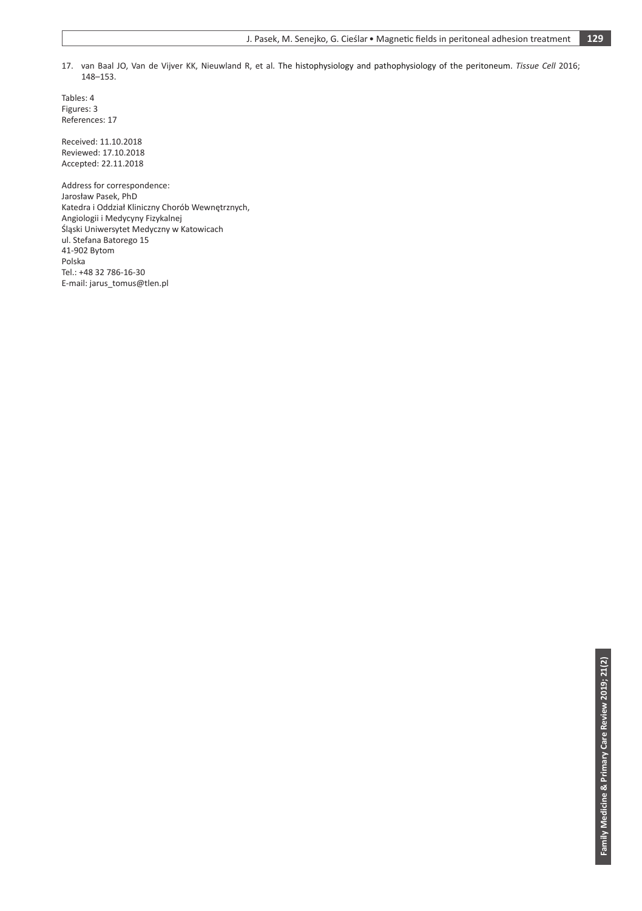17. van Baal JO, Van de Vijver KK, Nieuwland R, et al. The histophysiology and pathophysiology of the peritoneum. *Tissue Cell* 2016; 148–153.

Tables: 4
Figures: 3
References: 17

Received: 11.10.2018
Reviewed: 17.10.2018
Accepted: 22.11.2018

Address for correspondence:
Jarosław Pasek, PhD
Katedra i Oddział Kliniczny Chorób Wewnętrznych,
Angiologii i Medycyny Fizykalnej
Śląski Uniwersytet Medyczny w Katowicach
ul. Stefana Batorego 15
41-902 Bytom
Polska
Tel.: +48 32 786-16-30
E-mail: jarus_tomus@tlen.pl